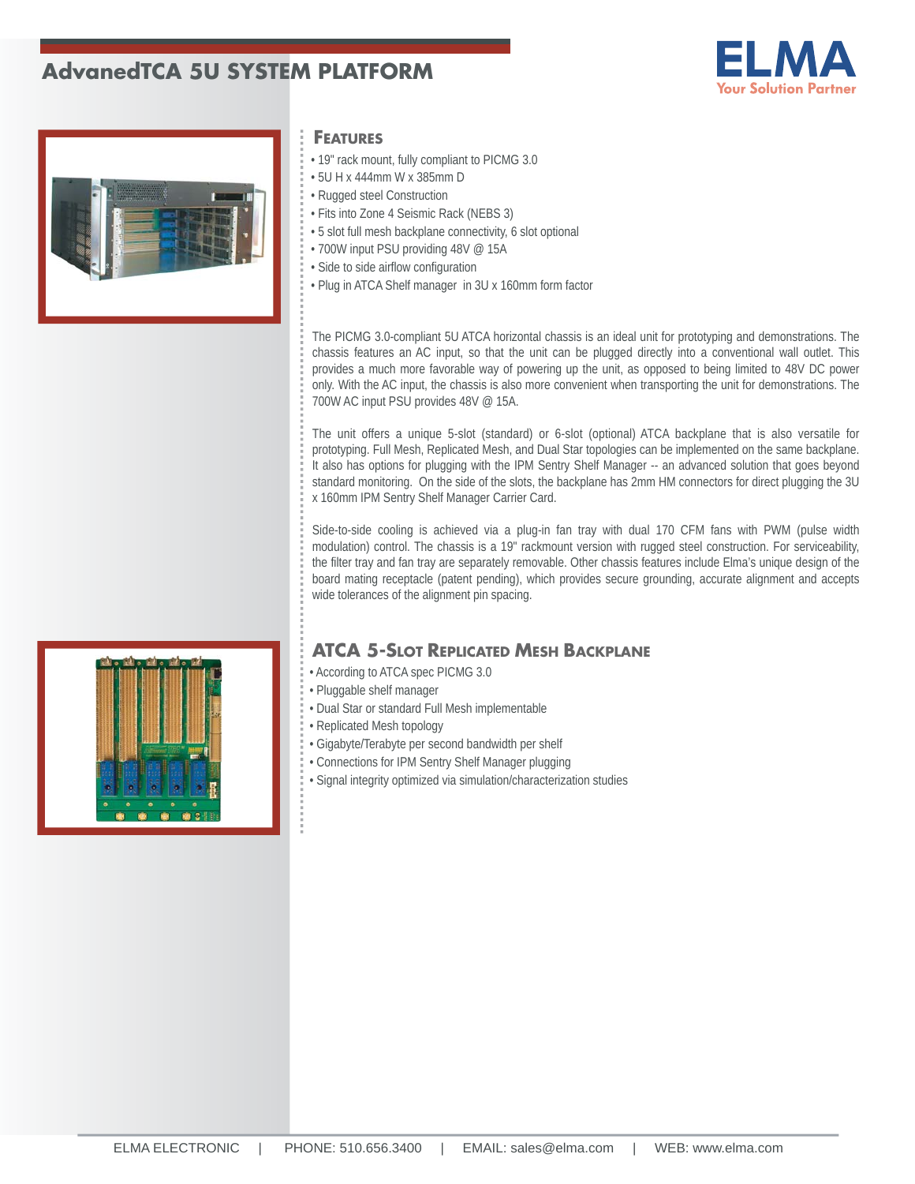# AdvanedTCA 5U SYSTEM PLATFORM

ELMA
Your Solution Partner

## Features

- 19" rack mount, fully compliant to PICMG 3.0
- 5U H x 444mm W x 385mm D
- Rugged steel Construction
- Fits into Zone 4 Seismic Rack (NEBS 3)
- 5 slot full mesh backplane connectivity, 6 slot optional
- 700W input PSU providing 48V @ 15A
- Side to side airflow configuration
- Plug in ATCA Shelf manager in 3U x 160mm form factor

The PICMG 3.0-compliant 5U ATCA horizontal chassis is an ideal unit for prototyping and demonstrations. The chassis features an AC input, so that the unit can be plugged directly into a conventional wall outlet. This provides a much more favorable way of powering up the unit, as opposed to being limited to 48V DC power only. With the AC input, the chassis is also more convenient when transporting the unit for demonstrations. The 700W AC input PSU provides 48V @ 15A.

The unit offers a unique 5-slot (standard) or 6-slot (optional) ATCA backplane that is also versatile for prototyping. Full Mesh, Replicated Mesh, and Dual Star topologies can be implemented on the same backplane. It also has options for plugging with the IPM Sentry Shelf Manager -- an advanced solution that goes beyond standard monitoring. On the side of the slots, the backplane has 2mm HM connectors for direct plugging the 3U x 160mm IPM Sentry Shelf Manager Carrier Card.

Side-to-side cooling is achieved via a plug-in fan tray with dual 170 CFM fans with PWM (pulse width modulation) control. The chassis is a 19" rackmount version with rugged steel construction. For serviceability, the filter tray and fan tray are separately removable. Other chassis features include Elma's unique design of the board mating receptacle (patent pending), which provides secure grounding, accurate alignment and accepts wide tolerances of the alignment pin spacing.

## ATCA 5-Slot Replicated Mesh Backplane

- According to ATCA spec PICMG 3.0
- Pluggable shelf manager
- Dual Star or standard Full Mesh implementable
- Replicated Mesh topology
- Gigabyte/Terabyte per second bandwidth per shelf
- Connections for IPM Sentry Shelf Manager plugging
- Signal integrity optimized via simulation/characterization studies

ELMA ELECTRONIC | PHONE: 510.656.3400 | EMAIL: sales@elma.com | WEB: www.elma.com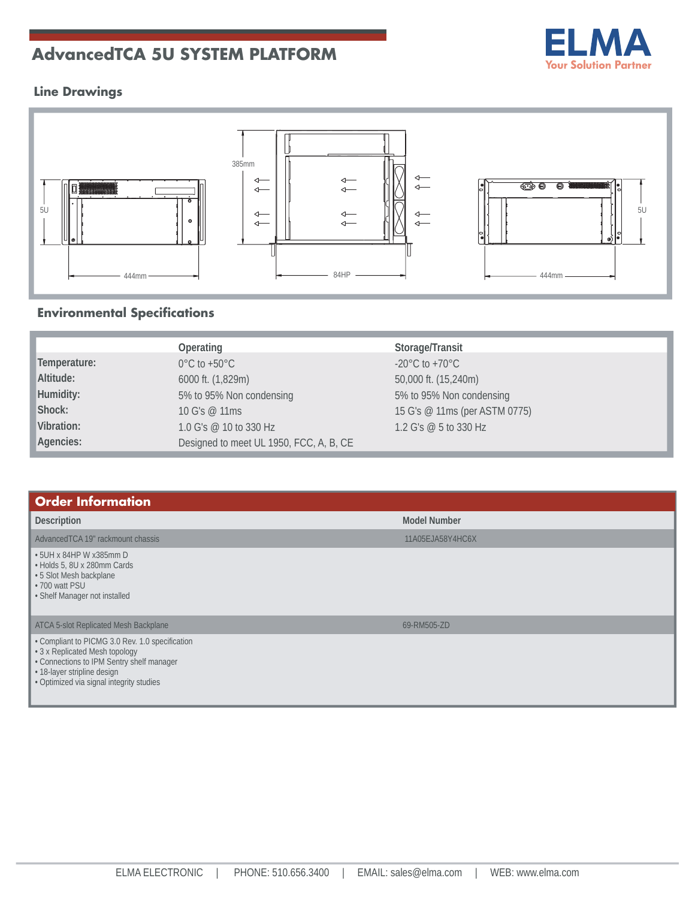# AdvancedTCA 5U SYSTEM PLATFORM

## Line Drawings

5U

444mm

385mm

84HP

5U

444mm

## Environmental Specifications

| | Operating | Storage/Transit |
|---|---|---|
| **Temperature:** | 0°C to +50°C | -20°C to +70°C |
| **Altitude:** | 6000 ft. (1,829m) | 50,000 ft. (15,240m) |
| **Humidity:** | 5% to 95% Non condensing | 5% to 95% Non condensing |
| **Shock:** | 10 G's @ 11ms | 15 G's @ 11ms (per ASTM 0775) |
| **Vibration:** | 1.0 G's @ 10 to 330 Hz | 1.2 G's @ 5 to 330 Hz |
| **Agencies:** | Designed to meet UL 1950, FCC, A, B, CE | |

## Order Information

| Description | Model Number |
|---|---|
| AdvancedTCA 19" rackmount chassis | 11A05EJA58Y4HC6X |
| • 5UH x 84HP W x385mm D<br>• Holds 5, 8U x 280mm Cards<br>• 5 Slot Mesh backplane<br>• 700 watt PSU<br>• Shelf Manager not installed | |
| ATCA 5-slot Replicated Mesh Backplane | 69-RM505-ZD |
| • Compliant to PICMG 3.0 Rev. 1.0 specification<br>• 3 x Replicated Mesh topology<br>• Connections to IPM Sentry shelf manager<br>• 18-layer stripline design<br>• Optimized via signal integrity studies | |

ELMA ELECTRONIC | PHONE: 510.656.3400 | EMAIL: sales@elma.com | WEB: www.elma.com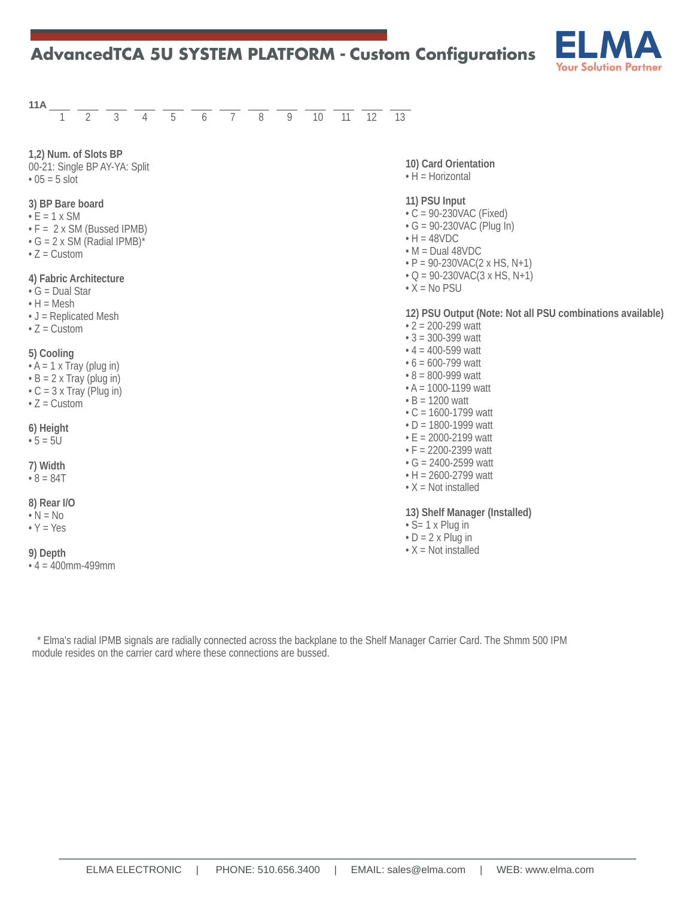# AdvancedTCA 5U SYSTEM PLATFORM - Custom Configurations

**ELMA**
Your Solution Partner

**11A** ___ ___ ___ ___ ___ ___ ___ ___ ___ ___ ___ ___ ___
1 2 3 4 5 6 7 8 9 10 11 12 13

**1,2) Num. of Slots BP**
00-21: Single BP AY-YA: Split
- 05 = 5 slot

**3) BP Bare board**
- E = 1 x SM
- F = 2 x SM (Bussed IPMB)
- G = 2 x SM (Radial IPMB)*
- Z = Custom

**4) Fabric Architecture**
- G = Dual Star
- H = Mesh
- J = Replicated Mesh
- Z = Custom

**5) Cooling**
- A = 1 x Tray (plug in)
- B = 2 x Tray (plug in)
- C = 3 x Tray (Plug in)
- Z = Custom

**6) Height**
- 5 = 5U

**7) Width**
- 8 = 84T

**8) Rear I/O**
- N = No
- Y = Yes

**9) Depth**
- 4 = 400mm-499mm

**10) Card Orientation**
- H = Horizontal

**11) PSU Input**
- C = 90-230VAC (Fixed)
- G = 90-230VAC (Plug In)
- H = 48VDC
- M = Dual 48VDC
- P = 90-230VAC(2 x HS, N+1)
- Q = 90-230VAC(3 x HS, N+1)
- X = No PSU

**12) PSU Output (Note: Not all PSU combinations available)**
- 2 = 200-299 watt
- 3 = 300-399 watt
- 4 = 400-599 watt
- 6 = 600-799 watt
- 8 = 800-999 watt
- A = 1000-1199 watt
- B = 1200 watt
- C = 1600-1799 watt
- D = 1800-1999 watt
- E = 2000-2199 watt
- F = 2200-2399 watt
- G = 2400-2599 watt
- H = 2600-2799 watt
- X = Not installed

**13) Shelf Manager (Installed)**
- S= 1 x Plug in
- D = 2 x Plug in
- X = Not installed

* Elma's radial IPMB signals are radially connected across the backplane to the Shelf Manager Carrier Card. The Shmm 500 IPM module resides on the carrier card where these connections are bussed.

ELMA ELECTRONIC | PHONE: 510.656.3400 | EMAIL: sales@elma.com | WEB: www.elma.com